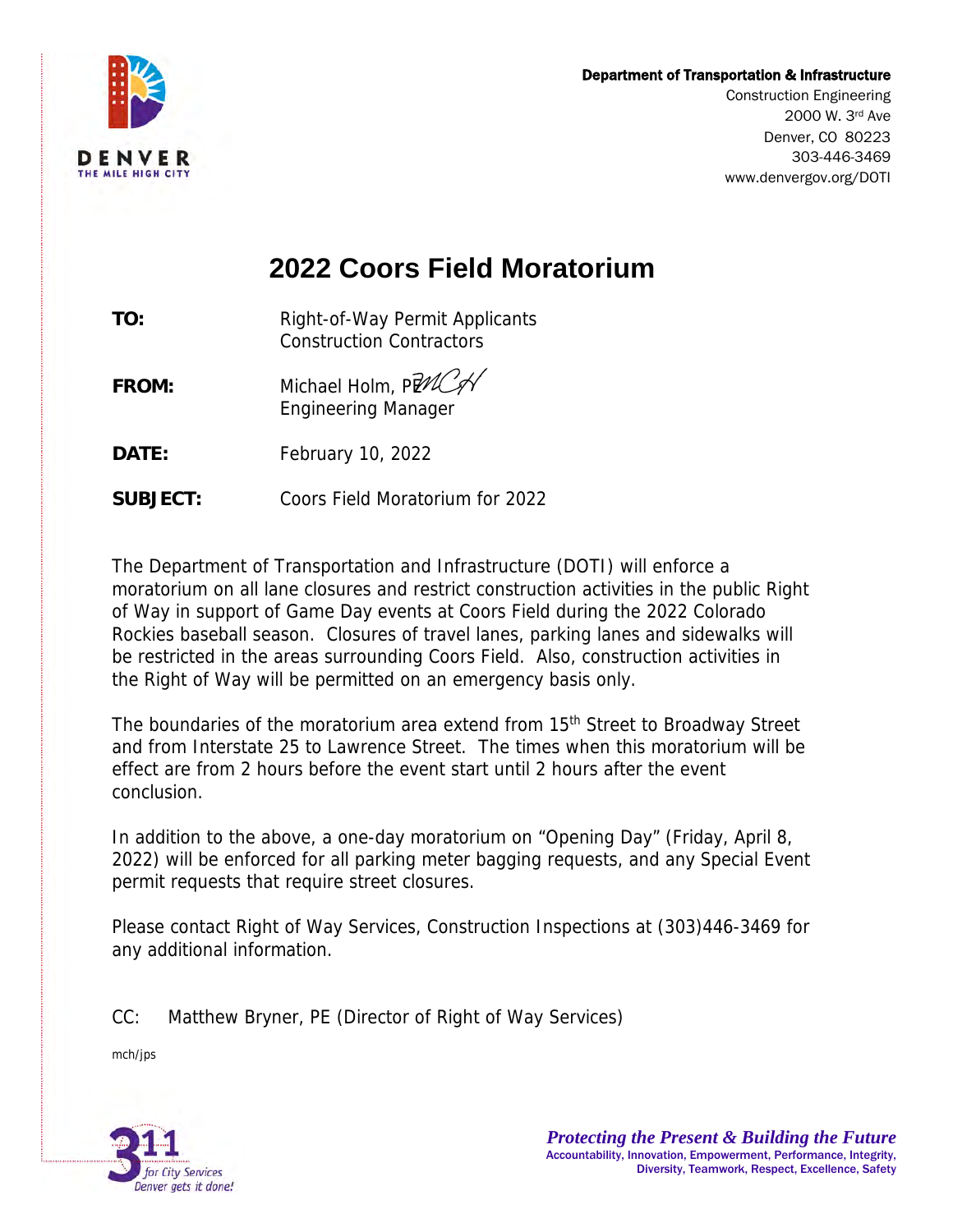**Department of Transportation & Infrastructure**
Construction Engineering
2000 W. 3rd Ave
Denver, CO 80223
303-446-3469
www.denvergov.org/DOTI

# 2022 Coors Field Moratorium

**TO:** Right-of-Way Permit Applicants
Construction Contractors

**FROM:** Michael Holm, PE
Engineering Manager

**DATE:** February 10, 2022

**SUBJECT:** Coors Field Moratorium for 2022

The Department of Transportation and Infrastructure (DOTI) will enforce a moratorium on all lane closures and restrict construction activities in the public Right of Way in support of Game Day events at Coors Field during the 2022 Colorado Rockies baseball season. Closures of travel lanes, parking lanes and sidewalks will be restricted in the areas surrounding Coors Field. Also, construction activities in the Right of Way will be permitted on an emergency basis only.

The boundaries of the moratorium area extend from 15th Street to Broadway Street and from Interstate 25 to Lawrence Street. The times when this moratorium will be effect are from 2 hours before the event start until 2 hours after the event conclusion.

In addition to the above, a one-day moratorium on "Opening Day" (Friday, April 8, 2022) will be enforced for all parking meter bagging requests, and any Special Event permit requests that require street closures.

Please contact Right of Way Services, Construction Inspections at (303)446-3469 for any additional information.

CC: Matthew Bryner, PE (Director of Right of Way Services)

mch/jps

*Protecting the Present & Building the Future*
Accountability, Innovation, Empowerment, Performance, Integrity, Diversity, Teamwork, Respect, Excellence, Safety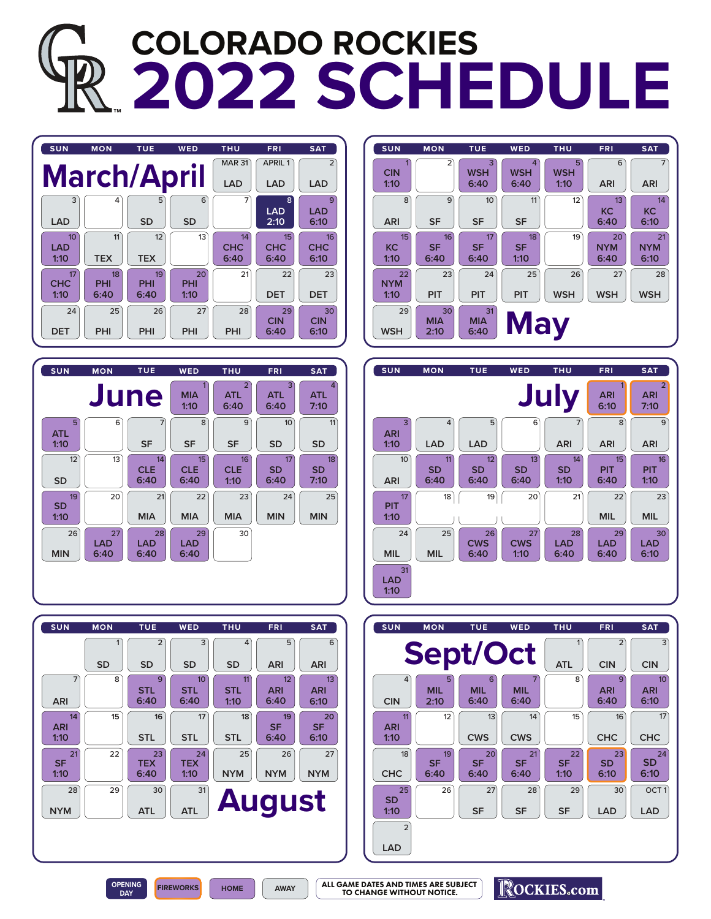# COLORADO ROCKIES 2022 SCHEDULE

## March/April

| SUN | MON | TUE | WED | THU | FRI | SAT |
|---|---|---|---|---|---|---|
| | | | | MAR 31 LAD | APRIL 1 LAD | 2 LAD |
| 3 LAD | 4 | 5 SD | 6 SD | 7 | 8 LAD 2:10 | 9 LAD 6:10 |
| 10 LAD 1:10 | 11 TEX | 12 TEX | 13 | 14 CHC 6:40 | 15 CHC 6:40 | 16 CHC 6:10 |
| 17 CHC 1:10 | 18 PHI 6:40 | 19 PHI 6:40 | 20 PHI 1:10 | 21 | 22 DET | 23 DET |
| 24 DET | 25 PHI | 26 PHI | 27 PHI | 28 PHI | 29 CIN 6:40 | 30 CIN 6:10 |

## May

| SUN | MON | TUE | WED | THU | FRI | SAT |
|---|---|---|---|---|---|---|
| 1 CIN 1:10 | 2 | 3 WSH 6:40 | 4 WSH 6:40 | 5 WSH 1:10 | 6 ARI | 7 ARI |
| 8 ARI | 9 SF | 10 SF | 11 SF | 12 | 13 KC 6:40 | 14 KC 6:10 |
| 15 KC 1:10 | 16 SF 6:40 | 17 SF 6:40 | 18 SF 1:10 | 19 | 20 NYM 6:40 | 21 NYM 6:10 |
| 22 NYM 1:10 | 23 PIT | 24 PIT | 25 PIT | 26 WSH | 27 WSH | 28 WSH |
| 29 WSH | 30 MIA 2:10 | 31 MIA 6:40 | | | | |

## June

| SUN | MON | TUE | WED | THU | FRI | SAT |
|---|---|---|---|---|---|---|
| | | | 1 MIA 1:10 | 2 ATL 6:40 | 3 ATL 6:40 | 4 ATL 7:10 |
| 5 ATL 1:10 | 6 | 7 SF | 8 SF | 9 SF | 10 SD | 11 SD |
| 12 SD | 13 | 14 CLE 6:40 | 15 CLE 6:40 | 16 CLE 1:10 | 17 SD 6:40 | 18 SD 7:10 |
| 19 SD 1:10 | 20 | 21 MIA | 22 MIA | 23 MIA | 24 MIN | 25 MIN |
| 26 MIN | 27 LAD 6:40 | 28 LAD 6:40 | 29 LAD 6:40 | 30 | | |

## July

| SUN | MON | TUE | WED | THU | FRI | SAT |
|---|---|---|---|---|---|---|
| | | | | | 1 ARI 6:10 | 2 ARI 7:10 |
| 3 ARI 1:10 | 4 LAD | 5 LAD | 6 | 7 ARI | 8 ARI | 9 ARI |
| 10 ARI | 11 SD 6:40 | 12 SD 6:40 | 13 SD 6:40 | 14 SD 1:10 | 15 PIT 6:40 | 16 PIT 1:10 |
| 17 PIT 1:10 | 18 | 19 | 20 | 21 | 22 MIL | 23 MIL |
| 24 MIL | 25 MIL | 26 CWS 6:40 | 27 CWS 1:10 | 28 LAD 6:40 | 29 LAD 6:40 | 30 LAD 6:10 |
| 31 LAD 1:10 | | | | | | |

## August

| SUN | MON | TUE | WED | THU | FRI | SAT |
|---|---|---|---|---|---|---|
| | 1 SD | 2 SD | 3 SD | 4 SD | 5 ARI | 6 ARI |
| 7 ARI | 8 | 9 STL 6:40 | 10 STL 6:40 | 11 STL 1:10 | 12 ARI 6:40 | 13 ARI 6:10 |
| 14 ARI 1:10 | 15 | 16 STL | 17 STL | 18 STL | 19 SF 6:40 | 20 SF 6:10 |
| 21 SF 1:10 | 22 | 23 TEX 6:40 | 24 TEX 1:10 | 25 NYM | 26 NYM | 27 NYM |
| 28 NYM | 29 | 30 ATL | 31 ATL | | | |

## Sept/Oct

| SUN | MON | TUE | WED | THU | FRI | SAT |
|---|---|---|---|---|---|---|
| | | | | 1 ATL | 2 CIN | 3 CIN |
| 4 CIN | 5 MIL 2:10 | 6 MIL 6:40 | 7 MIL 6:40 | 8 | 9 ARI 6:40 | 10 ARI 6:10 |
| 11 ARI 1:10 | 12 | 13 CWS | 14 CWS | 15 | 16 CHC | 17 CHC |
| 18 CHC | 19 SF 6:40 | 20 SF 6:40 | 21 SF 6:40 | 22 SF 1:10 | 23 SD 6:10 | 24 SD 6:10 |
| 25 SD 1:10 | 26 | 27 SF | 28 SF | 29 SF | 30 LAD | OCT 1 LAD |
| 2 LAD | | | | | | |

OPENING DAY | FIREWORKS | HOME | AWAY

ALL GAME DATES AND TIMES ARE SUBJECT TO CHANGE WITHOUT NOTICE.

ROCKIES.com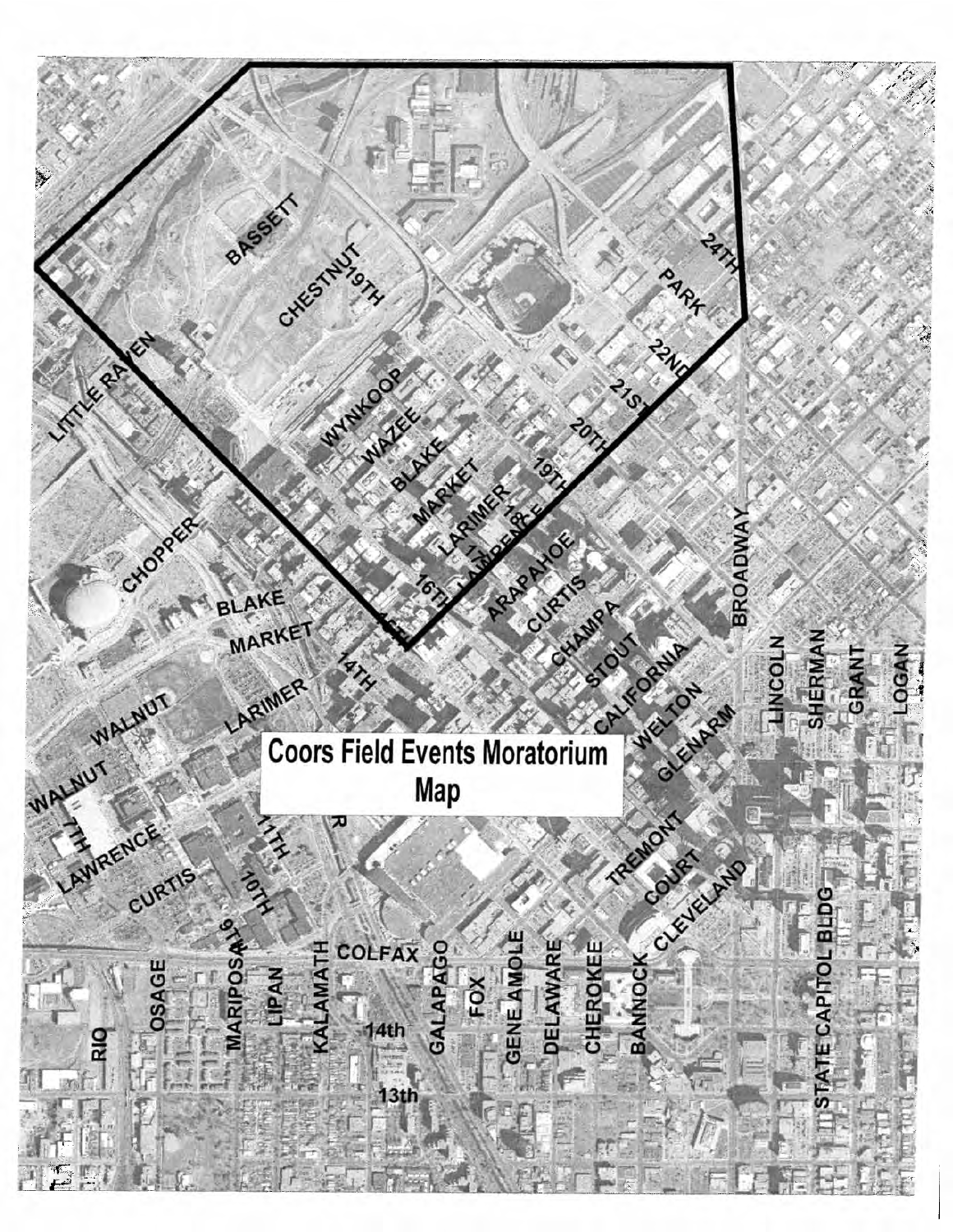# Coors Field Events Moratorium Map

BASSETT
CHESTNUT
19TH
24TH
PARK
22ND
21ST
20TH
19TH
18
17
16TH
15TH
LITTLE RAVEN
WYNKOOP
WAZEE
BLAKE
MARKET
LARIMER
LAWRENCE
ARAPAHOE
CURTIS
CHAMPA
STOUT
CALIFORNIA
WELTON
GLENARM
TREMONT
COURT
CLEVELAND
BROADWAY
LINCOLN
SHERMAN
GRANT
LOGAN
CHOPPER
BLAKE
MARKET
LARIMER
14TH
WALNUT
WALNUT
7TH
LAWRENCE
CURTIS
11TH
10TH
9TH
COLFAX
RIO
OSAGE
MARIPOSA
LIPAN
KALAMATH
14th
13th
GALAPAGO
FOX
GENE AMOLE
DELAWARE
CHEROKEE
BANNOCK
STATE CAPITOL BLDG